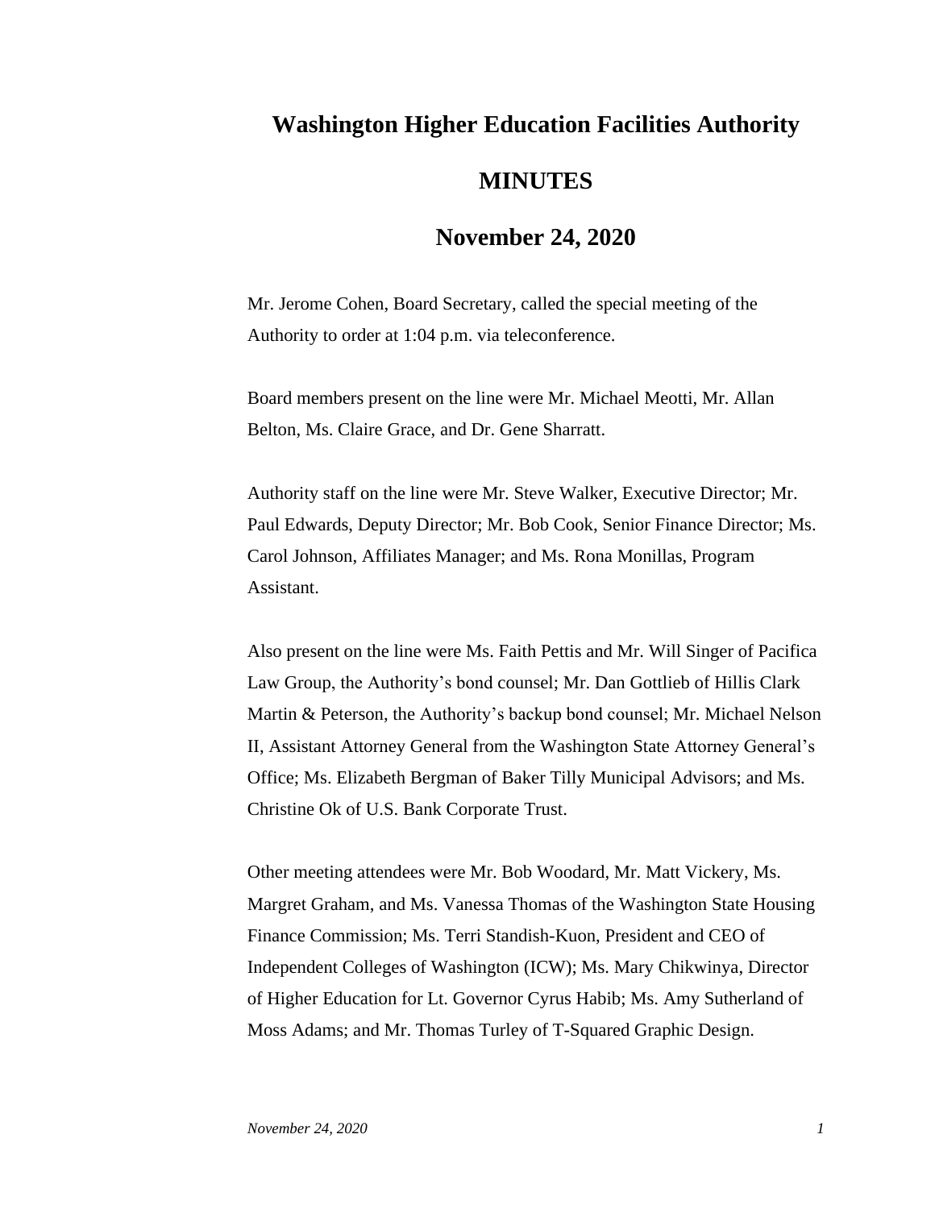# Washington Higher Education Facilities Authority

## MINUTES

## November 24, 2020

Mr. Jerome Cohen, Board Secretary, called the special meeting of the Authority to order at 1:04 p.m. via teleconference.

Board members present on the line were Mr. Michael Meotti, Mr. Allan Belton, Ms. Claire Grace, and Dr. Gene Sharratt.

Authority staff on the line were Mr. Steve Walker, Executive Director; Mr. Paul Edwards, Deputy Director; Mr. Bob Cook, Senior Finance Director; Ms. Carol Johnson, Affiliates Manager; and Ms. Rona Monillas, Program Assistant.

Also present on the line were Ms. Faith Pettis and Mr. Will Singer of Pacifica Law Group, the Authority's bond counsel; Mr. Dan Gottlieb of Hillis Clark Martin & Peterson, the Authority's backup bond counsel; Mr. Michael Nelson II, Assistant Attorney General from the Washington State Attorney General's Office; Ms. Elizabeth Bergman of Baker Tilly Municipal Advisors; and Ms. Christine Ok of U.S. Bank Corporate Trust.

Other meeting attendees were Mr. Bob Woodard, Mr. Matt Vickery, Ms. Margret Graham, and Ms. Vanessa Thomas of the Washington State Housing Finance Commission; Ms. Terri Standish-Kuon, President and CEO of Independent Colleges of Washington (ICW); Ms. Mary Chikwinya, Director of Higher Education for Lt. Governor Cyrus Habib; Ms. Amy Sutherland of Moss Adams; and Mr. Thomas Turley of T-Squared Graphic Design.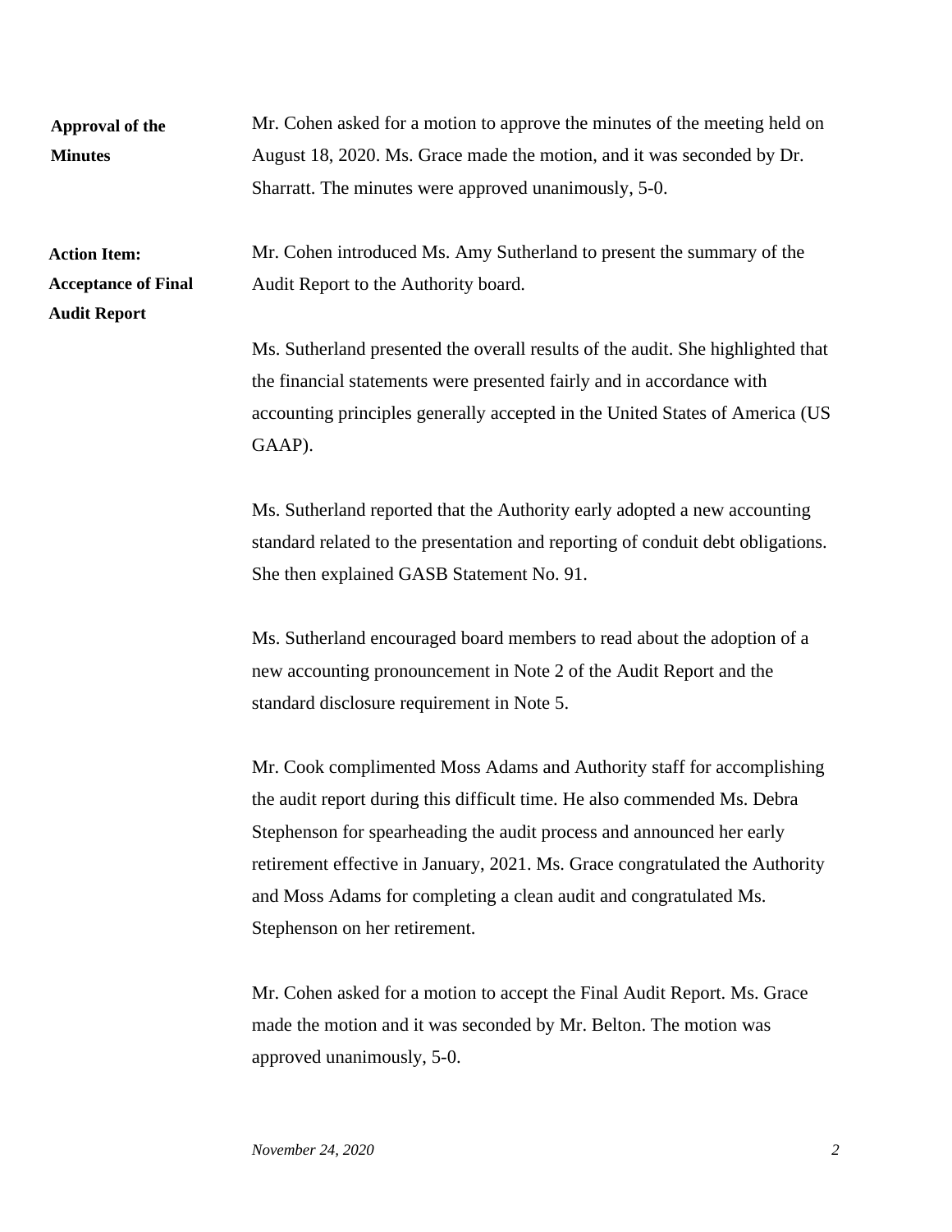**Approval of the Minutes**

Mr. Cohen asked for a motion to approve the minutes of the meeting held on August 18, 2020. Ms. Grace made the motion, and it was seconded by Dr. Sharratt. The minutes were approved unanimously, 5-0.

**Action Item: Acceptance of Final Audit Report**

Mr. Cohen introduced Ms. Amy Sutherland to present the summary of the Audit Report to the Authority board.

Ms. Sutherland presented the overall results of the audit. She highlighted that the financial statements were presented fairly and in accordance with accounting principles generally accepted in the United States of America (US GAAP).

Ms. Sutherland reported that the Authority early adopted a new accounting standard related to the presentation and reporting of conduit debt obligations. She then explained GASB Statement No. 91.

Ms. Sutherland encouraged board members to read about the adoption of a new accounting pronouncement in Note 2 of the Audit Report and the standard disclosure requirement in Note 5.

Mr. Cook complimented Moss Adams and Authority staff for accomplishing the audit report during this difficult time. He also commended Ms. Debra Stephenson for spearheading the audit process and announced her early retirement effective in January, 2021. Ms. Grace congratulated the Authority and Moss Adams for completing a clean audit and congratulated Ms. Stephenson on her retirement.

Mr. Cohen asked for a motion to accept the Final Audit Report. Ms. Grace made the motion and it was seconded by Mr. Belton. The motion was approved unanimously, 5-0.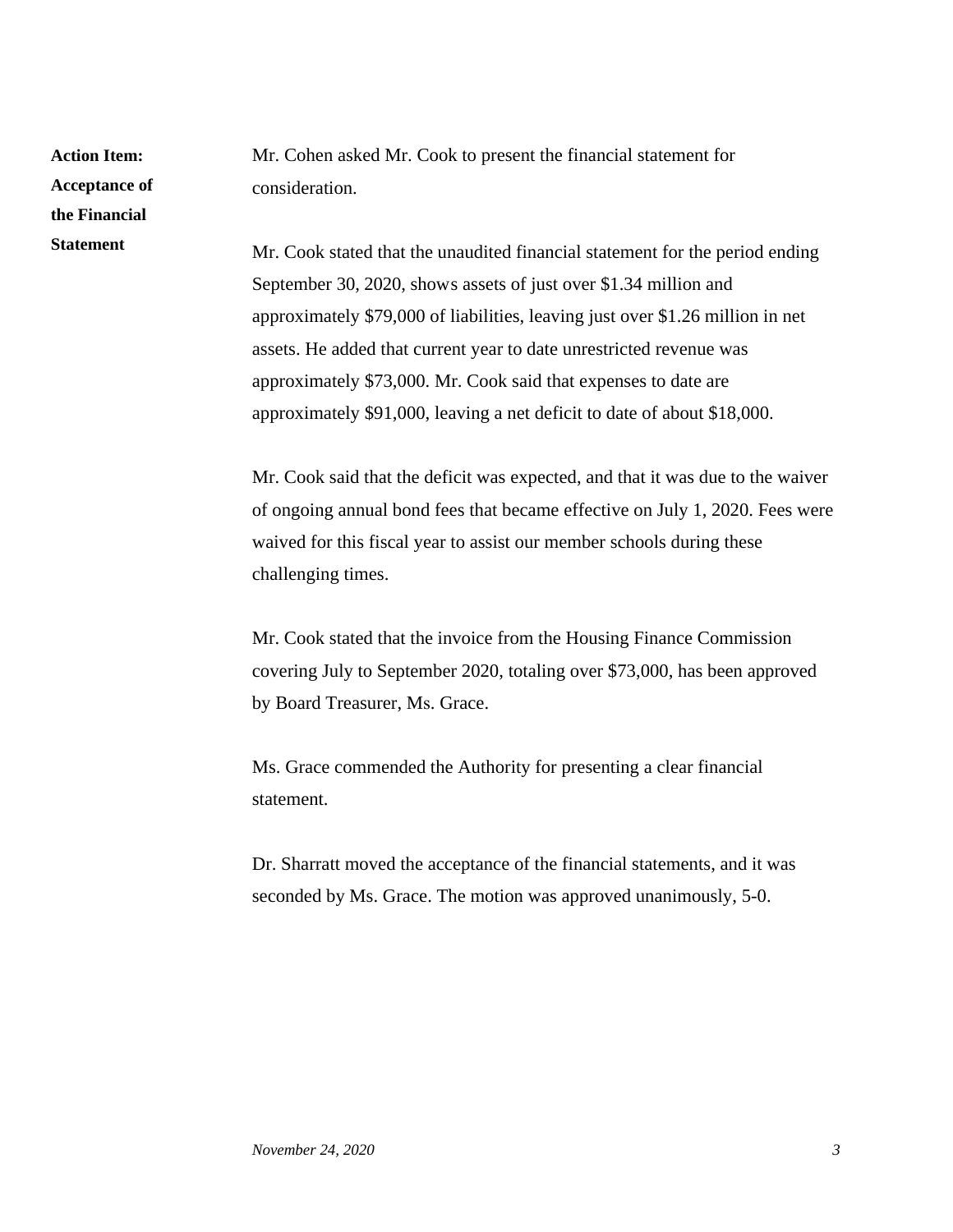**Action Item: Acceptance of the Financial Statement**

Mr. Cohen asked Mr. Cook to present the financial statement for consideration.

Mr. Cook stated that the unaudited financial statement for the period ending September 30, 2020, shows assets of just over $1.34 million and approximately $79,000 of liabilities, leaving just over $1.26 million in net assets. He added that current year to date unrestricted revenue was approximately $73,000. Mr. Cook said that expenses to date are approximately $91,000, leaving a net deficit to date of about $18,000.

Mr. Cook said that the deficit was expected, and that it was due to the waiver of ongoing annual bond fees that became effective on July 1, 2020. Fees were waived for this fiscal year to assist our member schools during these challenging times.

Mr. Cook stated that the invoice from the Housing Finance Commission covering July to September 2020, totaling over $73,000, has been approved by Board Treasurer, Ms. Grace.

Ms. Grace commended the Authority for presenting a clear financial statement.

Dr. Sharratt moved the acceptance of the financial statements, and it was seconded by Ms. Grace. The motion was approved unanimously, 5-0.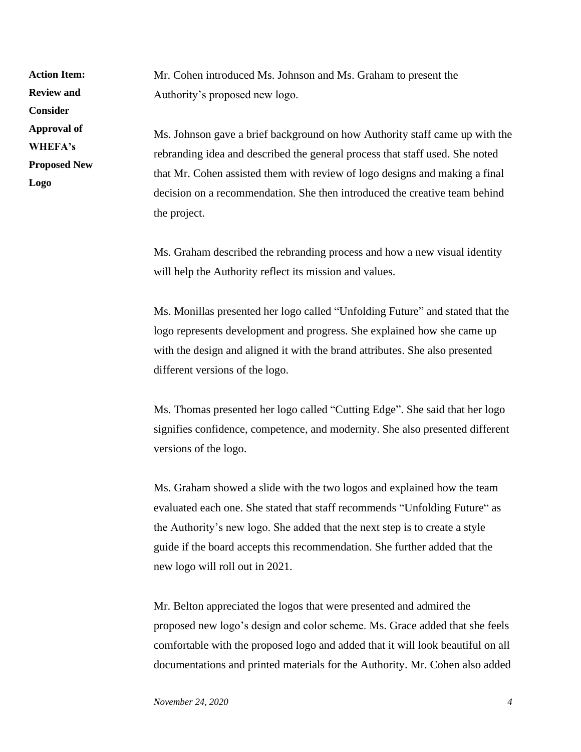**Action Item: Review and Consider Approval of WHEFA's Proposed New Logo**

Mr. Cohen introduced Ms. Johnson and Ms. Graham to present the Authority's proposed new logo.

Ms. Johnson gave a brief background on how Authority staff came up with the rebranding idea and described the general process that staff used. She noted that Mr. Cohen assisted them with review of logo designs and making a final decision on a recommendation. She then introduced the creative team behind the project.

Ms. Graham described the rebranding process and how a new visual identity will help the Authority reflect its mission and values.

Ms. Monillas presented her logo called "Unfolding Future" and stated that the logo represents development and progress. She explained how she came up with the design and aligned it with the brand attributes. She also presented different versions of the logo.

Ms. Thomas presented her logo called "Cutting Edge". She said that her logo signifies confidence, competence, and modernity. She also presented different versions of the logo.

Ms. Graham showed a slide with the two logos and explained how the team evaluated each one. She stated that staff recommends "Unfolding Future" as the Authority's new logo. She added that the next step is to create a style guide if the board accepts this recommendation. She further added that the new logo will roll out in 2021.

Mr. Belton appreciated the logos that were presented and admired the proposed new logo's design and color scheme. Ms. Grace added that she feels comfortable with the proposed logo and added that it will look beautiful on all documentations and printed materials for the Authority. Mr. Cohen also added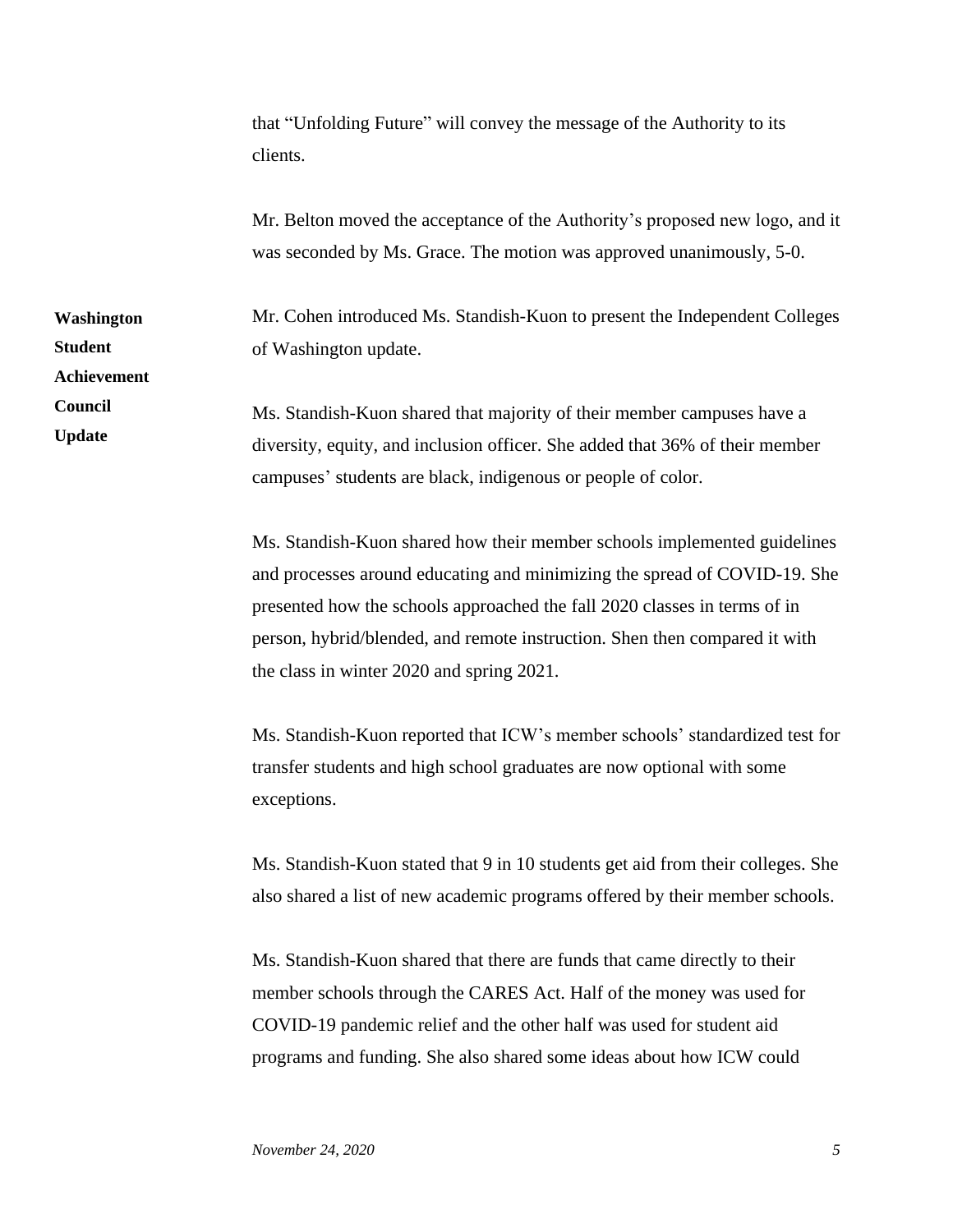that "Unfolding Future" will convey the message of the Authority to its clients.

Mr. Belton moved the acceptance of the Authority's proposed new logo, and it was seconded by Ms. Grace. The motion was approved unanimously, 5-0.

**Washington Student Achievement Council Update**

Mr. Cohen introduced Ms. Standish-Kuon to present the Independent Colleges of Washington update.

Ms. Standish-Kuon shared that majority of their member campuses have a diversity, equity, and inclusion officer. She added that 36% of their member campuses' students are black, indigenous or people of color.

Ms. Standish-Kuon shared how their member schools implemented guidelines and processes around educating and minimizing the spread of COVID-19. She presented how the schools approached the fall 2020 classes in terms of in person, hybrid/blended, and remote instruction. Shen then compared it with the class in winter 2020 and spring 2021.

Ms. Standish-Kuon reported that ICW's member schools' standardized test for transfer students and high school graduates are now optional with some exceptions.

Ms. Standish-Kuon stated that 9 in 10 students get aid from their colleges. She also shared a list of new academic programs offered by their member schools.

Ms. Standish-Kuon shared that there are funds that came directly to their member schools through the CARES Act. Half of the money was used for COVID-19 pandemic relief and the other half was used for student aid programs and funding. She also shared some ideas about how ICW could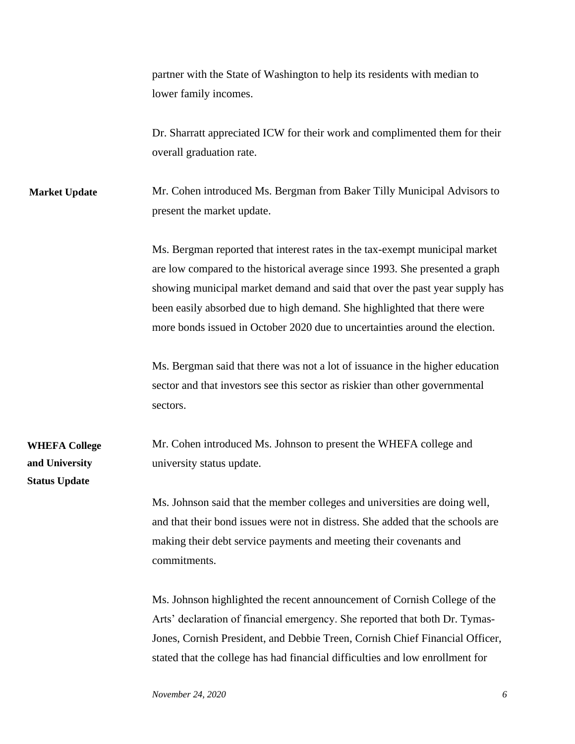partner with the State of Washington to help its residents with median to lower family incomes.

Dr. Sharratt appreciated ICW for their work and complimented them for their overall graduation rate.

**Market Update**

Mr. Cohen introduced Ms. Bergman from Baker Tilly Municipal Advisors to present the market update.

Ms. Bergman reported that interest rates in the tax-exempt municipal market are low compared to the historical average since 1993. She presented a graph showing municipal market demand and said that over the past year supply has been easily absorbed due to high demand. She highlighted that there were more bonds issued in October 2020 due to uncertainties around the election.

Ms. Bergman said that there was not a lot of issuance in the higher education sector and that investors see this sector as riskier than other governmental sectors.

**WHEFA College and University Status Update**

Mr. Cohen introduced Ms. Johnson to present the WHEFA college and university status update.

Ms. Johnson said that the member colleges and universities are doing well, and that their bond issues were not in distress. She added that the schools are making their debt service payments and meeting their covenants and commitments.

Ms. Johnson highlighted the recent announcement of Cornish College of the Arts' declaration of financial emergency. She reported that both Dr. Tymas-Jones, Cornish President, and Debbie Treen, Cornish Chief Financial Officer, stated that the college has had financial difficulties and low enrollment for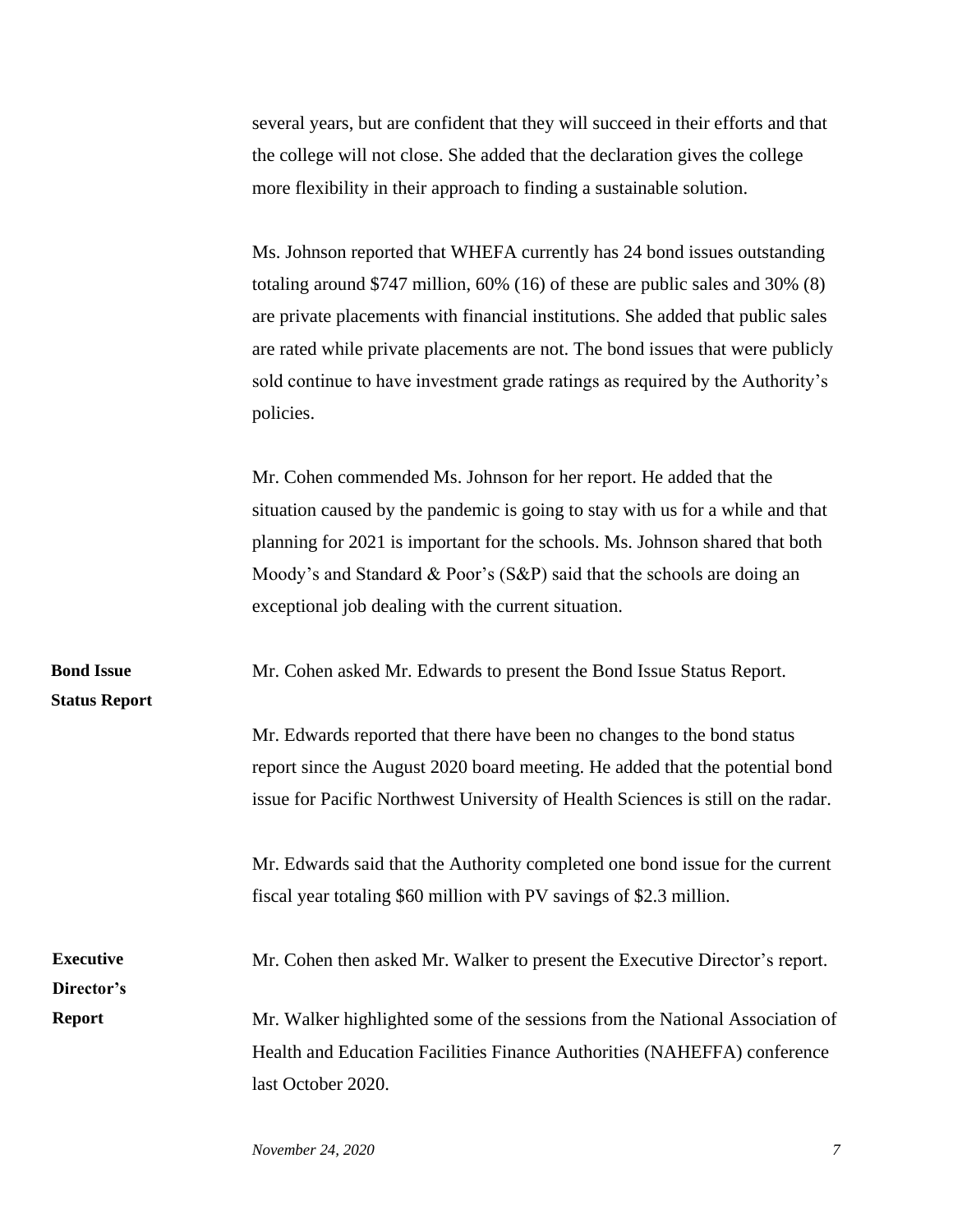several years, but are confident that they will succeed in their efforts and that the college will not close. She added that the declaration gives the college more flexibility in their approach to finding a sustainable solution.

Ms. Johnson reported that WHEFA currently has 24 bond issues outstanding totaling around $747 million, 60% (16) of these are public sales and 30% (8) are private placements with financial institutions. She added that public sales are rated while private placements are not. The bond issues that were publicly sold continue to have investment grade ratings as required by the Authority's policies.

Mr. Cohen commended Ms. Johnson for her report. He added that the situation caused by the pandemic is going to stay with us for a while and that planning for 2021 is important for the schools. Ms. Johnson shared that both Moody's and Standard & Poor's (S&P) said that the schools are doing an exceptional job dealing with the current situation.

**Bond Issue Status Report**

Mr. Cohen asked Mr. Edwards to present the Bond Issue Status Report.

Mr. Edwards reported that there have been no changes to the bond status report since the August 2020 board meeting. He added that the potential bond issue for Pacific Northwest University of Health Sciences is still on the radar.

Mr. Edwards said that the Authority completed one bond issue for the current fiscal year totaling $60 million with PV savings of $2.3 million.

**Executive Director's Report**

Mr. Cohen then asked Mr. Walker to present the Executive Director's report.

Mr. Walker highlighted some of the sessions from the National Association of Health and Education Facilities Finance Authorities (NAHEFFA) conference last October 2020.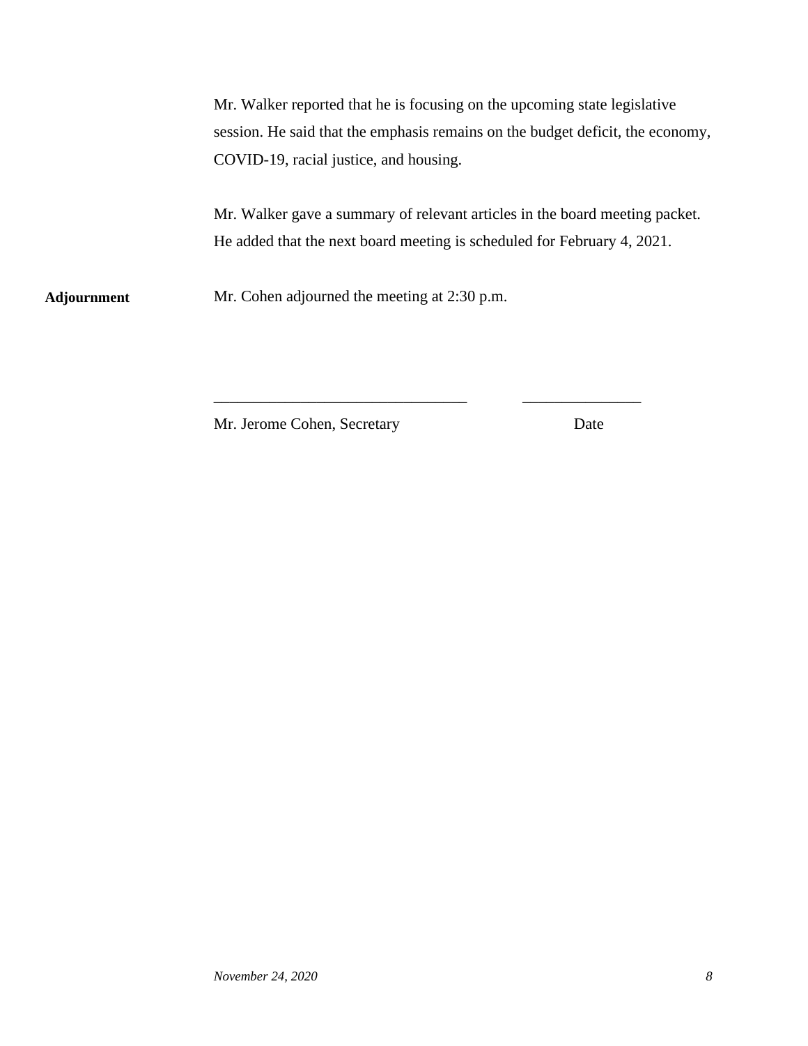Mr. Walker reported that he is focusing on the upcoming state legislative session. He said that the emphasis remains on the budget deficit, the economy, COVID-19, racial justice, and housing.

Mr. Walker gave a summary of relevant articles in the board meeting packet. He added that the next board meeting is scheduled for February 4, 2021.

**Adjournment**

Mr. Cohen adjourned the meeting at 2:30 p.m.

\_\_\_\_\_\_\_\_\_\_\_\_\_\_\_\_\_\_\_\_\_\_\_\_\_\_\_\_\_\_\_\_ \_\_\_\_\_\_\_\_\_\_\_\_\_\_\_

Mr. Jerome Cohen, Secretary Date